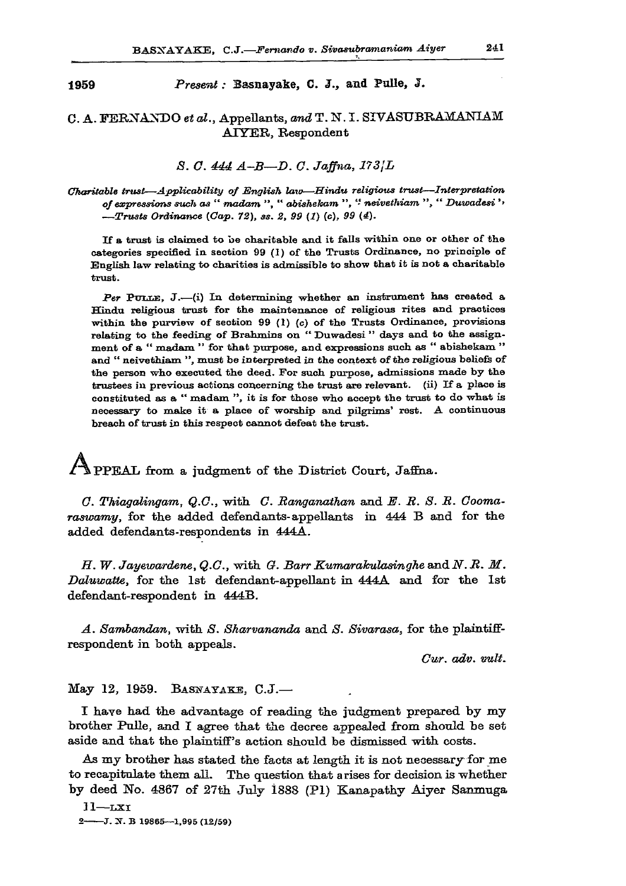**1959** *Present :* **Basnayake, C. J., and Pulle, J.**

## C. A. FERNANDO *et al.*, Appellants, *and* T. N. I. SIVASUBRAMANIAM AIYER, Respondent

*S. C. 444 A–B—D. C. Jaffna, 173/L*

*Charitable trust—Applicability of English law—Hindu religious trust—Interpretation of expressions such as " madam ", " abishekam ", " neivethiam ", " Duwadesi "—Trusts Ordinance (Cap. 72), ss. 2, 99 (1) (c), 99 (4).*

If a trust is claimed to be charitable and it falls within one or other of the categories specified in section 99 (1) of the Trusts Ordinance, no principle of English law relating to charities is admissible to show that it is not a charitable trust.

*Per* PULLE, J.—(i) In determining whether an instrument has created a Hindu religious trust for the maintenance of religious rites and practices within the purview of section 99 (1) (c) of the Trusts Ordinance, provisions relating to the feeding of Brahmins on " Duwadesi " days and to the assignment of a " madam " for that purpose, and expressions such as " abishekam " and " neivethiam ", must be interpreted in the context of the religious beliefs of the person who executed the deed. For such purpose, admissions made by the trustees in previous actions concerning the trust are relevant. (ii) If a place is constituted as a " madam ", it is for those who accept the trust to do what is necessary to make it a place of worship and pilgrims' rest. A continuous breach of trust in this respect cannot defeat the trust.

APPEAL from a judgment of the District Court, Jaffna.

*C. Thiagalingam, Q.C.*, with *C. Ranganathan* and *E. R. S. R. Coomaraswamy*, for the added defendants-appellants in 444 B and for the added defendants-respondents in 444A.

*H. W. Jayewardene, Q.C.*, with *G. Barr Kumarakulasinghe* and *N. R. M. Daluwatte*, for the 1st defendant-appellant in 444A and for the 1st defendant-respondent in 444B.

*A. Sambandan*, with *S. Sharvananda* and *S. Sivarasa*, for the plaintiff-respondent in both appeals.

*Cur. adv. vult.*

May 12, 1959. BASNAYAKE, C.J.—

I have had the advantage of reading the judgment prepared by my brother Pulle, and I agree that the decree appealed from should be set aside and that the plaintiff's action should be dismissed with costs.

As my brother has stated the facts at length it is not necessary for me to recapitulate them all. The question that arises for decision is whether by deed No. 4867 of 27th July 1888 (P1) Kanapathy Aiyer Sanmuga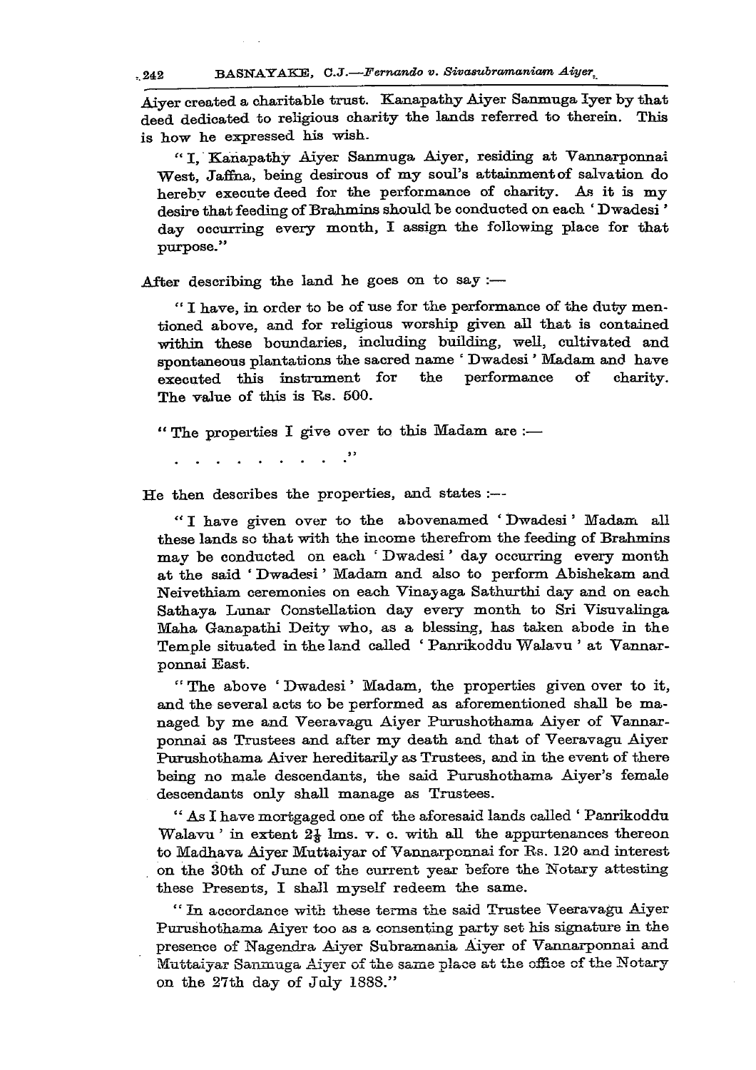Aiyer created a charitable trust. Kanapathy Aiyer Sanmuga Iyer by that deed dedicated to religious charity the lands referred to therein. This is how he expressed his wish.

> "I, Kanapathy Aiyer Sanmuga Aiyer, residing at Vannarponnai West, Jaffna, being desirous of my soul's attainment of salvation do hereby execute deed for the performance of charity. As it is my desire that feeding of Brahmins should be conducted on each 'Dwadesi' day occurring every month, I assign the following place for that purpose."

After describing the land he goes on to say :—

> "I have, in order to be of use for the performance of the duty mentioned above, and for religious worship given all that is contained within these boundaries, including building, well, cultivated and spontaneous plantations the sacred name 'Dwadesi' Madam and have executed this instrument for the performance of charity. The value of this is Rs. 500.
>
> "The properties I give over to this Madam are :—
>
> . . . . . . . . . ."

He then describes the properties, and states :—

> "I have given over to the abovenamed 'Dwadesi' Madam all these lands so that with the income therefrom the feeding of Brahmins may be conducted on each 'Dwadesi' day occurring every month at the said 'Dwadesi' Madam and also to perform Abishekam and Neivethiam ceremonies on each Vinayaga Sathurthi day and on each Sathaya Lunar Constellation day every month to Sri Visuvalinga Maha Ganapathi Deity who, as a blessing, has taken abode in the Temple situated in the land called 'Panrikoddu Walavu' at Vannarponnai East.
>
> "The above 'Dwadesi' Madam, the properties given over to it, and the several acts to be performed as aforementioned shall be managed by me and Veeravagu Aiyer Purushothama Aiyer of Vannarponnai as Trustees and after my death and that of Veeravagu Aiyer Purushothama Aiver hereditarily as Trustees, and in the event of there being no male descendants, the said Purushothama Aiyer's female descendants only shall manage as Trustees.
>
> "As I have mortgaged one of the aforesaid lands called 'Panrikoddu Walavu' in extent $2\frac{1}{2}$ lms. v. c. with all the appurtenances thereon to Madhava Aiyer Muttaiyar of Vannarponnai for Rs. 120 and interest on the 30th of June of the current year before the Notary attesting these Presents, I shall myself redeem the same.
>
> "In accordance with these terms the said Trustee Veeravagu Aiyer Purushothama Aiyer too as a consenting party set his signature in the presence of Nagendra Aiyer Subramania Aiyer of Vannarponnai and Muttaiyar Sanmuga Aiyer of the same place at the office of the Notary on the 27th day of July 1888."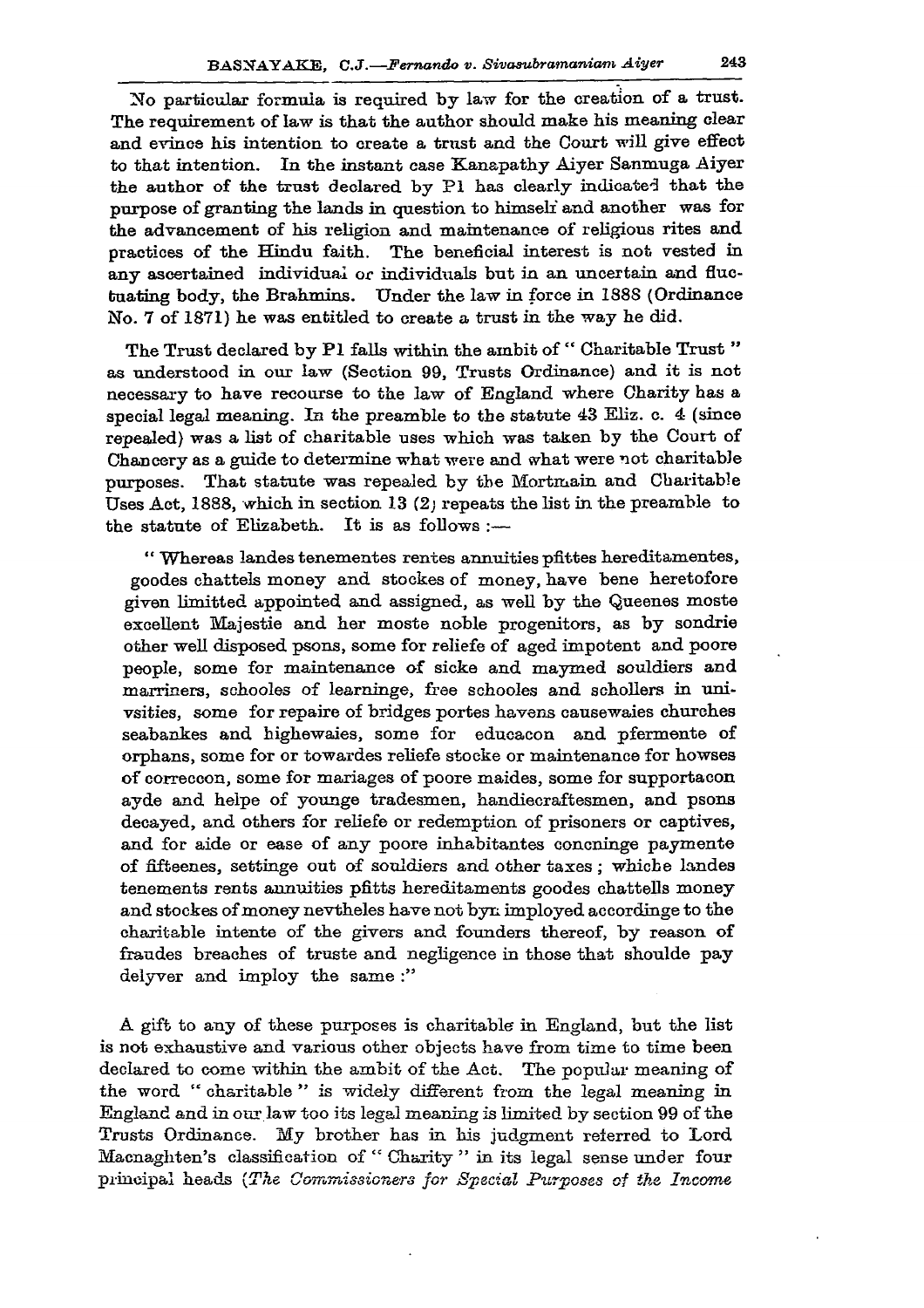No particular formula is required by law for the creation of a trust. The requirement of law is that the author should make his meaning clear and evince his intention to create a trust and the Court will give effect to that intention. In the instant case Kanapathy Aiyer Sanmuga Aiyer the author of the trust declared by P1 has clearly indicated that the purpose of granting the lands in question to himself and another was for the advancement of his religion and maintenance of religious rites and practices of the Hindu faith. The beneficial interest is not vested in any ascertained individual or individuals but in an uncertain and fluctuating body, the Brahmins. Under the law in force in 1888 (Ordinance No. 7 of 1871) he was entitled to create a trust in the way he did.

The Trust declared by P1 falls within the ambit of " Charitable Trust " as understood in our law (Section 99, Trusts Ordinance) and it is not necessary to have recourse to the law of England where Charity has a special legal meaning. In the preamble to the statute 43 Eliz. c. 4 (since repealed) was a list of charitable uses which was taken by the Court of Chancery as a guide to determine what were and what were not charitable purposes. That statute was repealed by the Mortmain and Charitable Uses Act, 1888, which in section 13 (2) repeats the list in the preamble to the statute of Elizabeth. It is as follows :—

> " Whereas landes tenementes rentes annuities pfittes hereditamentes, goodes chattels money and stockes of money, have bene heretofore given limitted appointed and assigned, as well by the Queenes moste excellent Majestie and her moste noble progenitors, as by sondrie other well disposed psons, some for reliefe of aged impotent and poore people, some for maintenance of sicke and maymed souldiers and marriners, schooles of learninge, free schooles and schollers in univsities, some for repaire of bridges portes havens causewaies churches seabankes and highewaies, some for educacon and pfermente of orphans, some for or towardes reliefe stocke or maintenance for howses of correccon, some for mariages of poore maides, some for supportacon ayde and helpe of younge tradesmen, handiecraftesmen, and psons decayed, and others for reliefe or redemption of prisoners or captives, and for aide or ease of any poore inhabitantes concninge paymente of fifteenes, settinge out of souldiers and other taxes ; whiche landes tenements rents annuities pfitts hereditaments goodes chattells money and stockes of money nevtheles have not byn imployed accordinge to the charitable intente of the givers and founders thereof, by reason of fraudes breaches of truste and negligence in those that shoulde pay delyver and imploy the same :"

A gift to any of these purposes is charitable in England, but the list is not exhaustive and various other objects have from time to time been declared to come within the ambit of the Act. The popular meaning of the word " charitable " is widely different from the legal meaning in England and in our law too its legal meaning is limited by section 99 of the Trusts Ordinance. My brother has in his judgment referred to Lord Macnaghten's classification of " Charity " in its legal sense under four principal heads (*The Commissioners for Special Purposes of the Income*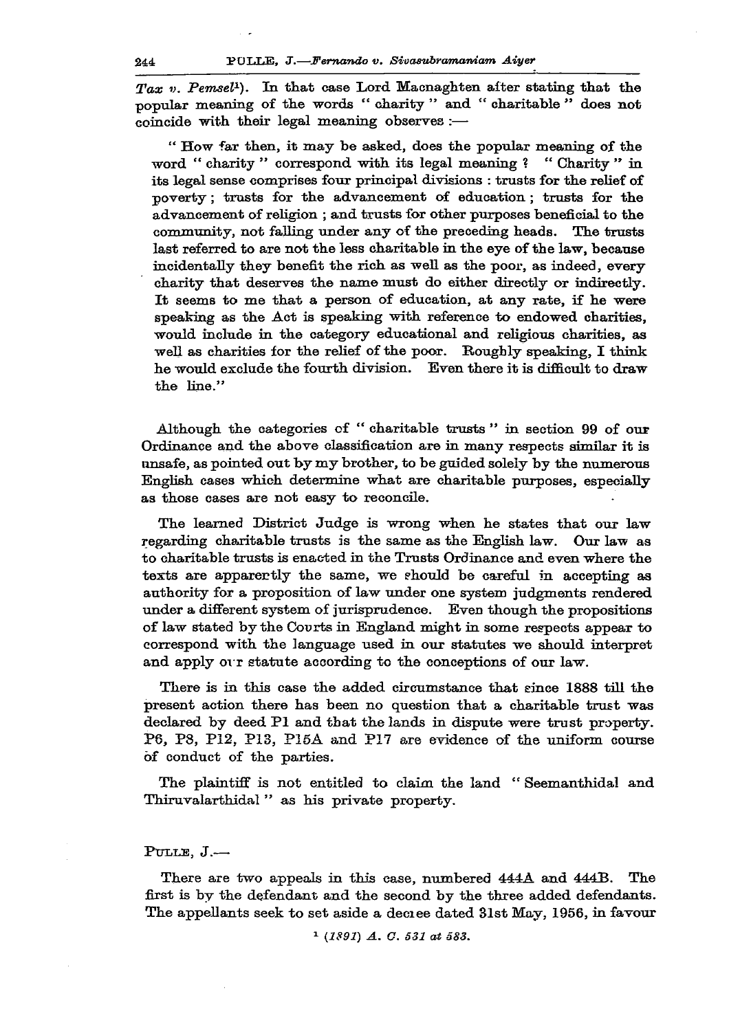*Tax v. Pemsel*[1]). In that case Lord Macnaghten after stating that the popular meaning of the words " charity " and " charitable " does not coincide with their legal meaning observes :—

" How far then, it may be asked, does the popular meaning of the word " charity " correspond with its legal meaning ? " Charity " in its legal sense comprises four principal divisions : trusts for the relief of poverty ; trusts for the advancement of education ; trusts for the advancement of religion ; and trusts for other purposes beneficial to the community, not falling under any of the preceding heads. The trusts last referred to are not the less charitable in the eye of the law, because incidentally they benefit the rich as well as the poor, as indeed, every charity that deserves the name must do either directly or indirectly. It seems to me that a person of education, at any rate, if he were speaking as the Act is speaking with reference to endowed charities, would include in the category educational and religious charities, as well as charities for the relief of the poor. Roughly speaking, I think he would exclude the fourth division. Even there it is difficult to draw the line."

Although the categories of " charitable trusts " in section 99 of our Ordinance and the above classification are in many respects similar it is unsafe, as pointed out by my brother, to be guided solely by the numerous English cases which determine what are charitable purposes, especially as those cases are not easy to reconcile.

The learned District Judge is wrong when he states that our law regarding charitable trusts is the same as the English law. Our law as to charitable trusts is enacted in the Trusts Ordinance and even where the texts are apparently the same, we should be careful in accepting as authority for a proposition of law under one system judgments rendered under a different system of jurisprudence. Even though the propositions of law stated by the Courts in England might in some respects appear to correspond with the language used in our statutes we should interpret and apply our statute according to the conceptions of our law.

There is in this case the added circumstance that since 1888 till the present action there has been no question that a charitable trust was declared by deed P1 and that the lands in dispute were trust property. P6, P8, P12, P13, P15A and P17 are evidence of the uniform course of conduct of the parties.

The plaintiff is not entitled to claim the land " Seemanthidal and Thiruvalarthidal " as his private property.

PULLE, J.—

There are two appeals in this case, numbered 444A and 444B. The first is by the defendant and the second by the three added defendants. The appellants seek to set aside a decree dated 31st May, 1956, in favour

[1] *(1891) A. C. 531 at 583.*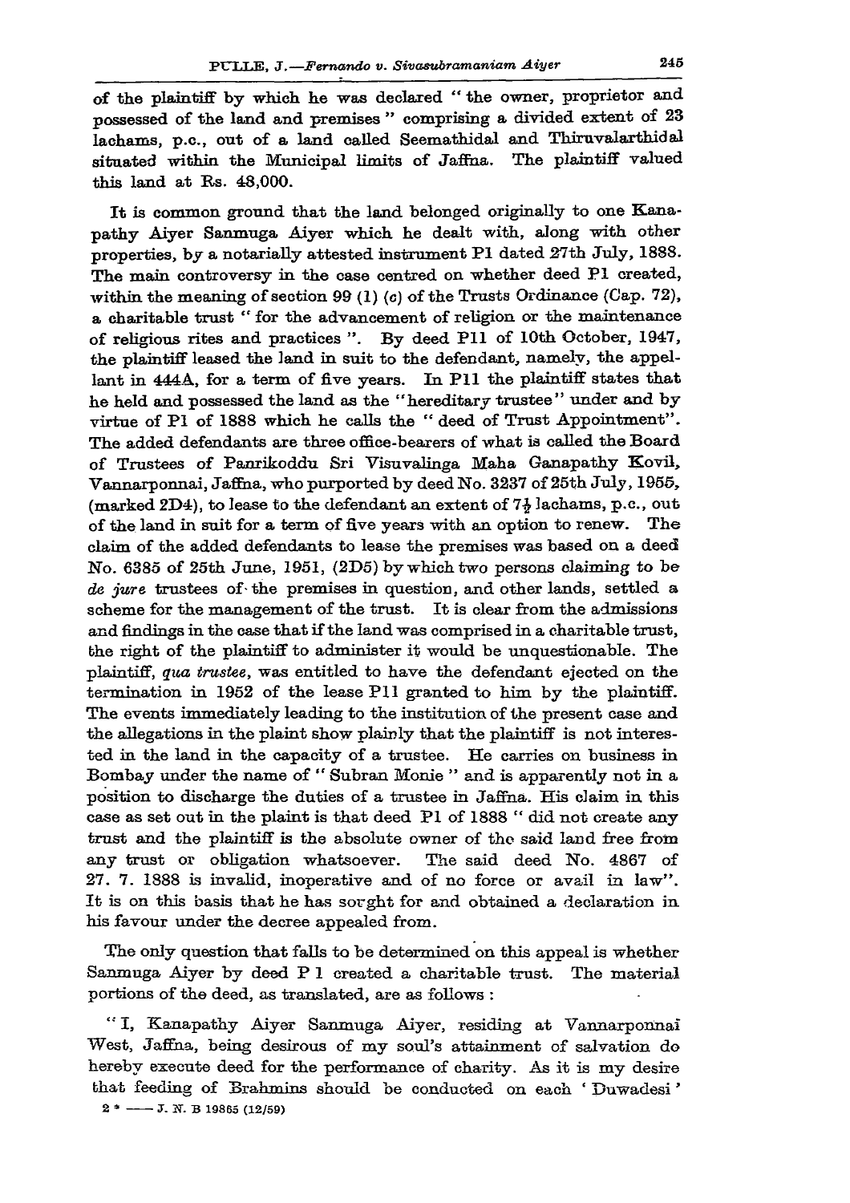of the plaintiff by which he was declared " the owner, proprietor and possessed of the land and premises " comprising a divided extent of 23 lachams, p.c., out of a land called Seemathidal and Thiruvalarthidal situated within the Municipal limits of Jaffna. The plaintiff valued this land at Rs. 48,000.

It is common ground that the land belonged originally to one Kanapathy Aiyer Sanmuga Aiyer which he dealt with, along with other properties, by a notarially attested instrument P1 dated 27th July, 1888. The main controversy in the case centred on whether deed P1 created, within the meaning of section 99 (1) (c) of the Trusts Ordinance (Cap. 72), a charitable trust " for the advancement of religion or the maintenance of religious rites and practices ". By deed P11 of 10th October, 1947, the plaintiff leased the land in suit to the defendant, namely, the appellant in 444A, for a term of five years. In P11 the plaintiff states that he held and possessed the land as the "hereditary trustee" under and by virtue of P1 of 1888 which he calls the " deed of Trust Appointment". The added defendants are three office-bearers of what is called the Board of Trustees of Panrikoddu Sri Visuvalinga Maha Ganapathy Kovil, Vannarponnai, Jaffna, who purported by deed No. 3237 of 25th July, 1955, (marked 2D4), to lease to the defendant an extent of 7½ lachams, p.c., out of the land in suit for a term of five years with an option to renew. The claim of the added defendants to lease the premises was based on a deed No. 6385 of 25th June, 1951, (2D5) by which two persons claiming to be *de jure* trustees of the premises in question, and other lands, settled a scheme for the management of the trust. It is clear from the admissions and findings in the case that if the land was comprised in a charitable trust, the right of the plaintiff to administer it would be unquestionable. The plaintiff, *qua trustee*, was entitled to have the defendant ejected on the termination in 1952 of the lease P11 granted to him by the plaintiff. The events immediately leading to the institution of the present case and the allegations in the plaint show plainly that the plaintiff is not interested in the land in the capacity of a trustee. He carries on business in Bombay under the name of " Subran Monie " and is apparently not in a position to discharge the duties of a trustee in Jaffna. His claim in this case as set out in the plaint is that deed P1 of 1888 " did not create any trust and the plaintiff is the absolute owner of the said land free from any trust or obligation whatsoever. The said deed No. 4867 of 27. 7. 1888 is invalid, inoperative and of no force or avail in law". It is on this basis that he has sorght for and obtained a declaration in his favour under the decree appealed from.

The only question that falls to be determined on this appeal is whether Sanmuga Aiyer by deed P 1 created a charitable trust. The material portions of the deed, as translated, are as follows :

" I, Kanapathy Aiyer Sanmuga Aiyer, residing at Vannarponnai West, Jaffna, being desirous of my soul's attainment of salvation do hereby execute deed for the performance of charity. As it is my desire that feeding of Brahmins should be conducted on each ' Duwadesi '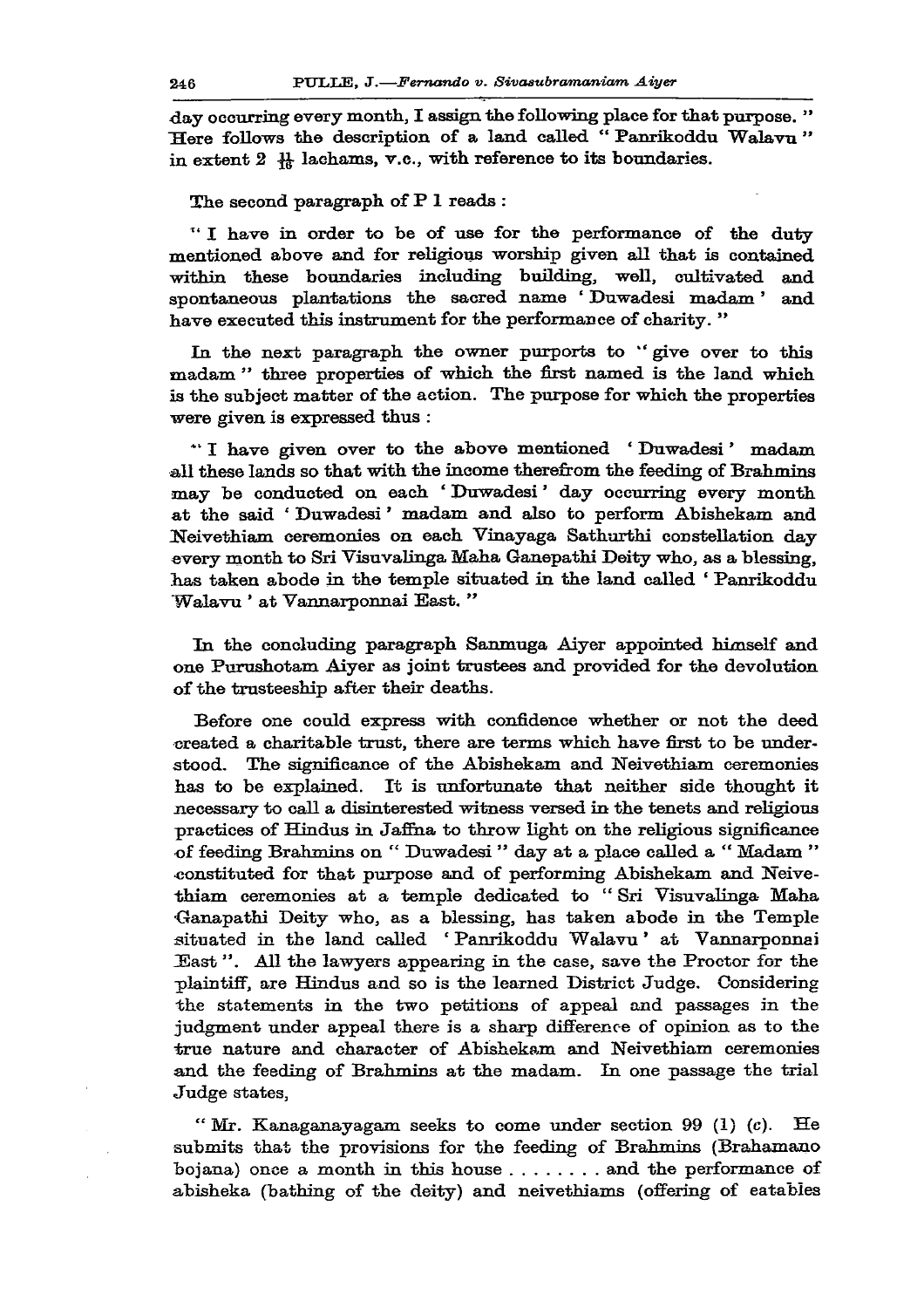day occurring every month, I assign the following place for that purpose." Here follows the description of a land called "Panrikoddu Walavu" in extent 2 $\frac{11}{16}$ lachams, v.c., with reference to its boundaries.

The second paragraph of P 1 reads :

"I have in order to be of use for the performance of the duty mentioned above and for religious worship given all that is contained within these boundaries including building, well, cultivated and spontaneous plantations the sacred name 'Duwadesi madam' and have executed this instrument for the performance of charity."

In the next paragraph the owner purports to "give over to this madam" three properties of which the first named is the land which is the subject matter of the action. The purpose for which the properties were given is expressed thus :

"I have given over to the above mentioned 'Duwadesi' madam all these lands so that with the income therefrom the feeding of Brahmins may be conducted on each 'Duwadesi' day occurring every month at the said 'Duwadesi' madam and also to perform Abishekam and Neivethiam ceremonies on each Vinayaga Sathurthi constellation day every month to Sri Visuvalinga Maha Ganepathi Deity who, as a blessing, has taken abode in the temple situated in the land called 'Panrikoddu Walavu' at Vannarponnai East."

In the concluding paragraph Sanmuga Aiyer appointed himself and one Purushotam Aiyer as joint trustees and provided for the devolution of the trusteeship after their deaths.

Before one could express with confidence whether or not the deed created a charitable trust, there are terms which have first to be understood. The significance of the Abishekam and Neivethiam ceremonies has to be explained. It is unfortunate that neither side thought it necessary to call a disinterested witness versed in the tenets and religious practices of Hindus in Jaffna to throw light on the religious significance of feeding Brahmins on "Duwadesi" day at a place called a "Madam" constituted for that purpose and of performing Abishekam and Neivethiam ceremonies at a temple dedicated to "Sri Visuvalinga Maha Ganapathi Deity who, as a blessing, has taken abode in the Temple situated in the land called 'Panrikoddu Walavu' at Vannarponnai East". All the lawyers appearing in the case, save the Proctor for the plaintiff, are Hindus and so is the learned District Judge. Considering the statements in the two petitions of appeal and passages in the judgment under appeal there is a sharp difference of opinion as to the true nature and character of Abishekam and Neivethiam ceremonies and the feeding of Brahmins at the madam. In one passage the trial Judge states,

"Mr. Kanaganayagam seeks to come under section 99 (1) (c). He submits that the provisions for the feeding of Brahmins (Brahamano bojana) once a month in this house . . . . . . . . and the performance of abisheka (bathing of the deity) and neivethiams (offering of eatables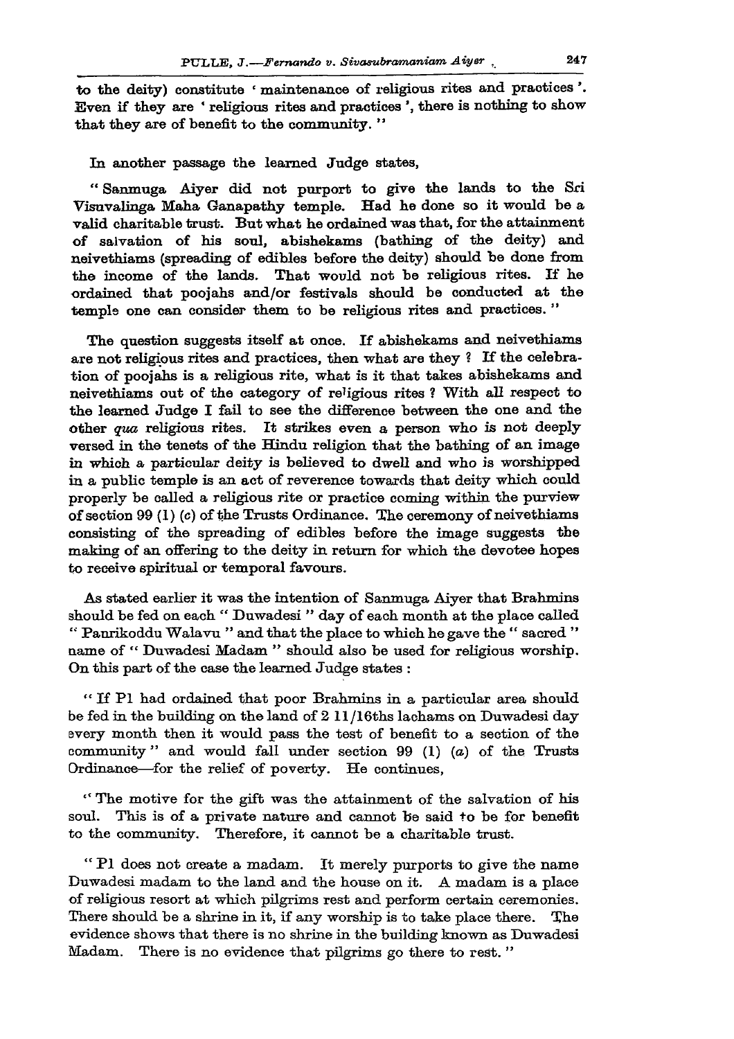to the deity) constitute ' maintenance of religious rites and practices '. Even if they are ' religious rites and practices ', there is nothing to show that they are of benefit to the community. "

In another passage the learned Judge states,

" Sanmuga Aiyer did not purport to give the lands to the Sri Visuvalinga Maha Ganapathy temple. Had he done so it would be a valid charitable trust. But what he ordained was that, for the attainment of salvation of his soul, abishekams (bathing of the deity) and neivethiams (spreading of edibles before the deity) should be done from the income of the lands. That would not be religious rites. If he ordained that poojahs and/or festivals should be conducted at the temple one can consider them to be religious rites and practices. "

The question suggests itself at once. If abishekams and neivethiams are not religious rites and practices, then what are they ? If the celebration of poojahs is a religious rite, what is it that takes abishekams and neivethiams out of the category of religious rites ? With all respect to the learned Judge I fail to see the difference between the one and the other *qua* religious rites. It strikes even a person who is not deeply versed in the tenets of the Hindu religion that the bathing of an image in which a particular deity is believed to dwell and who is worshipped in a public temple is an act of reverence towards that deity which could properly be called a religious rite or practice coming within the purview of section 99 (1) (*c*) of the Trusts Ordinance. The ceremony of neivethiams consisting of the spreading of edibles before the image suggests the making of an offering to the deity in return for which the devotee hopes to receive spiritual or temporal favours.

As stated earlier it was the intention of Sanmuga Aiyer that Brahmins should be fed on each " Duwadesi " day of each month at the place called " Panrikoddu Walavu " and that the place to which he gave the " sacred " name of " Duwadesi Madam " should also be used for religious worship. On this part of the case the learned Judge states :

" If P1 had ordained that poor Brahmins in a particular area should be fed in the building on the land of 2 11/16ths lachams on Duwadesi day every month then it would pass the test of benefit to a section of the community " and would fall under section 99 (1) (*a*) of the Trusts Ordinance—for the relief of poverty. He continues,

" The motive for the gift was the attainment of the salvation of his soul. This is of a private nature and cannot be said to be for benefit to the community. Therefore, it cannot be a charitable trust.

" P1 does not create a madam. It merely purports to give the name Duwadesi madam to the land and the house on it. A madam is a place of religious resort at which pilgrims rest and perform certain ceremonies. There should be a shrine in it, if any worship is to take place there. The evidence shows that there is no shrine in the building known as Duwadesi Madam. There is no evidence that pilgrims go there to rest. "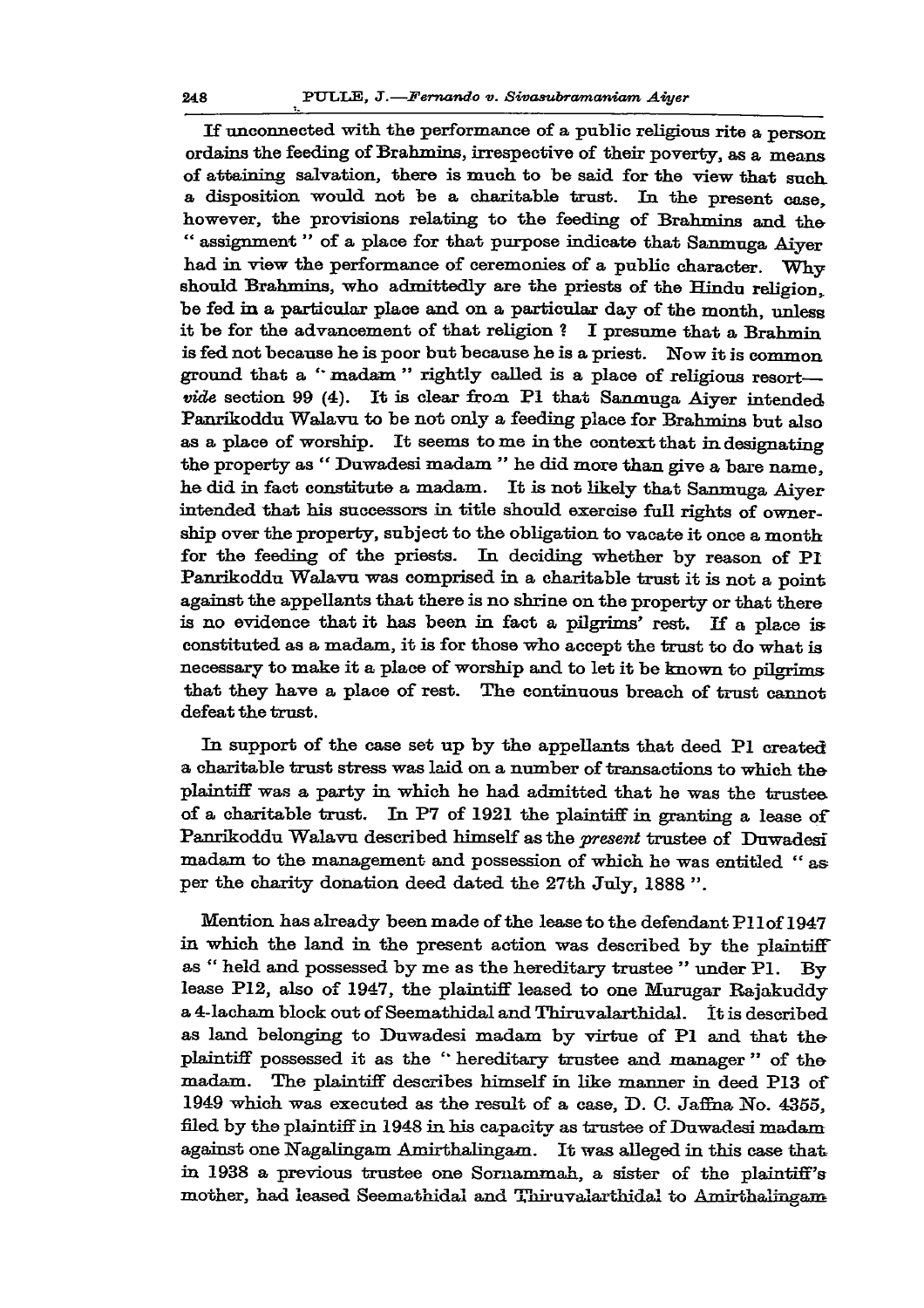If unconnected with the performance of a public religious rite a person ordains the feeding of Brahmins, irrespective of their poverty, as a means of attaining salvation, there is much to be said for the view that such a disposition would not be a charitable trust. In the present case, however, the provisions relating to the feeding of Brahmins and the "assignment" of a place for that purpose indicate that Sanmuga Aiyer had in view the performance of ceremonies of a public character. Why should Brahmins, who admittedly are the priests of the Hindu religion, be fed in a particular place and on a particular day of the month, unless it be for the advancement of that religion? I presume that a Brahmin is fed not because he is poor but because he is a priest. Now it is common ground that a "madam" rightly called is a place of religious resort—*vide* section 99 (4). It is clear from P1 that Sanmuga Aiyer intended Panrikoddu Walavu to be not only a feeding place for Brahmins but also as a place of worship. It seems to me in the context that in designating the property as "Duwadesi madam" he did more than give a bare name, he did in fact constitute a madam. It is not likely that Sanmuga Aiyer intended that his successors in title should exercise full rights of ownership over the property, subject to the obligation to vacate it once a month for the feeding of the priests. In deciding whether by reason of P1 Panrikoddu Walavu was comprised in a charitable trust it is not a point against the appellants that there is no shrine on the property or that there is no evidence that it has been in fact a pilgrims' rest. If a place is constituted as a madam, it is for those who accept the trust to do what is necessary to make it a place of worship and to let it be known to pilgrims that they have a place of rest. The continuous breach of trust cannot defeat the trust.

In support of the case set up by the appellants that deed P1 created a charitable trust stress was laid on a number of transactions to which the plaintiff was a party in which he had admitted that he was the trustee of a charitable trust. In P7 of 1921 the plaintiff in granting a lease of Panrikoddu Walavu described himself as the *present* trustee of Duwadesi madam to the management and possession of which he was entitled "as per the charity donation deed dated the 27th July, 1888".

Mention has already been made of the lease to the defendant P11 of 1947 in which the land in the present action was described by the plaintiff as "held and possessed by me as the hereditary trustee" under P1. By lease P12, also of 1947, the plaintiff leased to one Murugar Rajakuddy a 4-lacham block out of Seemathidal and Thiruvalarthidal. It is described as land belonging to Duwadesi madam by virtue of P1 and that the plaintiff possessed it as the "hereditary trustee and manager" of the madam. The plaintiff describes himself in like manner in deed P13 of 1949 which was executed as the result of a case, D. C. Jaffna No. 4355, filed by the plaintiff in 1948 in his capacity as trustee of Duwadesi madam against one Nagalingam Amirthalingam. It was alleged in this case that in 1938 a previous trustee one Sornammah, a sister of the plaintiff's mother, had leased Seemathidal and Thiruvalarthidal to Amirthalingam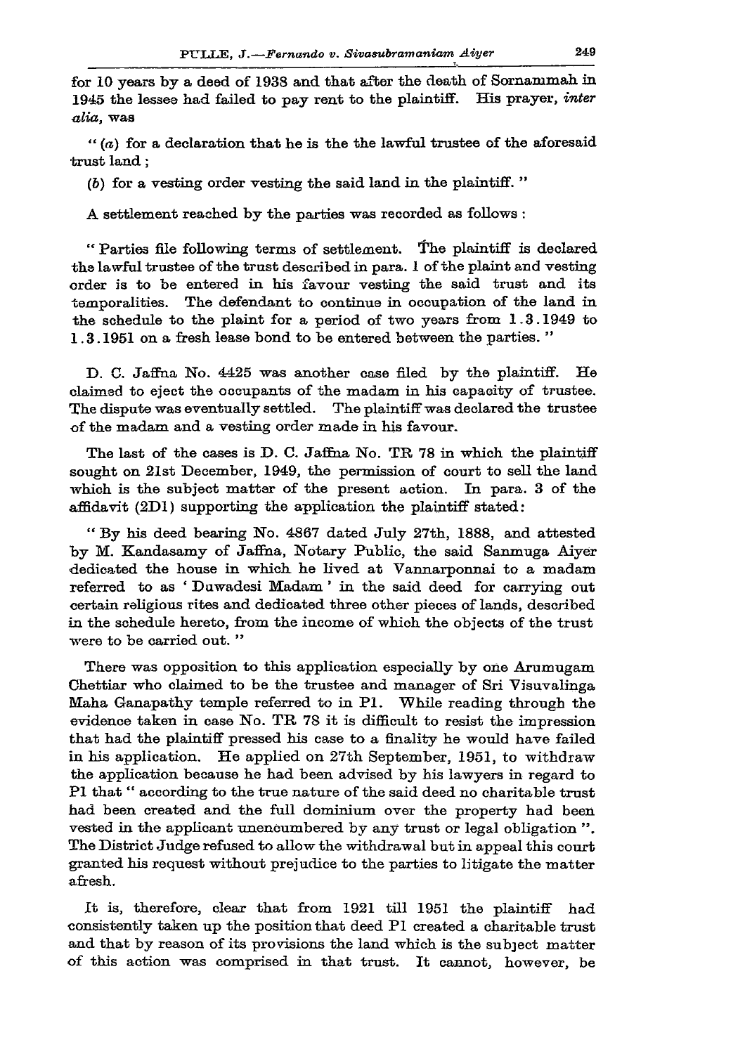for 10 years by a deed of 1938 and that after the death of Sornammah in 1945 the lessee had failed to pay rent to the plaintiff. His prayer, *inter alia*, was

" (*a*) for a declaration that he is the the lawful trustee of the aforesaid trust land ;

(*b*) for a vesting order vesting the said land in the plaintiff. "

A settlement reached by the parties was recorded as follows :

" Parties file following terms of settlement. The plaintiff is declared the lawful trustee of the trust described in para. 1 of the plaint and vesting order is to be entered in his favour vesting the said trust and its temporalities. The defendant to continue in occupation of the land in the schedule to the plaint for a period of two years from 1.3.1949 to 1.3.1951 on a fresh lease bond to be entered between the parties. "

D. C. Jaffna No. 4425 was another case filed by the plaintiff. He claimed to eject the occupants of the madam in his capacity of trustee. The dispute was eventually settled. The plaintiff was declared the trustee of the madam and a vesting order made in his favour.

The last of the cases is D. C. Jaffna No. TR 78 in which the plaintiff sought on 21st December, 1949, the permission of court to sell the land which is the subject matter of the present action. In para. 3 of the affidavit (2D1) supporting the application the plaintiff stated:

" By his deed bearing No. 4867 dated July 27th, 1888, and attested by M. Kandasamy of Jaffna, Notary Public, the said Sanmuga Aiyer dedicated the house in which he lived at Vannarponnai to a madam referred to as ' Duwadesi Madam ' in the said deed for carrying out certain religious rites and dedicated three other pieces of lands, described in the schedule hereto, from the income of which the objects of the trust were to be carried out. "

There was opposition to this application especially by one Arumugam Chettiar who claimed to be the trustee and manager of Sri Visuvalinga Maha Ganapathy temple referred to in P1. While reading through the evidence taken in case No. TR 78 it is difficult to resist the impression that had the plaintiff pressed his case to a finality he would have failed in his application. He applied on 27th September, 1951, to withdraw the application because he had been advised by his lawyers in regard to P1 that " according to the true nature of the said deed no charitable trust had been created and the full dominium over the property had been vested in the applicant unencumbered by any trust or legal obligation ". The District Judge refused to allow the withdrawal but in appeal this court granted his request without prejudice to the parties to litigate the matter afresh.

It is, therefore, clear that from 1921 till 1951 the plaintiff had consistently taken up the position that deed P1 created a charitable trust and that by reason of its provisions the land which is the subject matter of this action was comprised in that trust. It cannot, however, be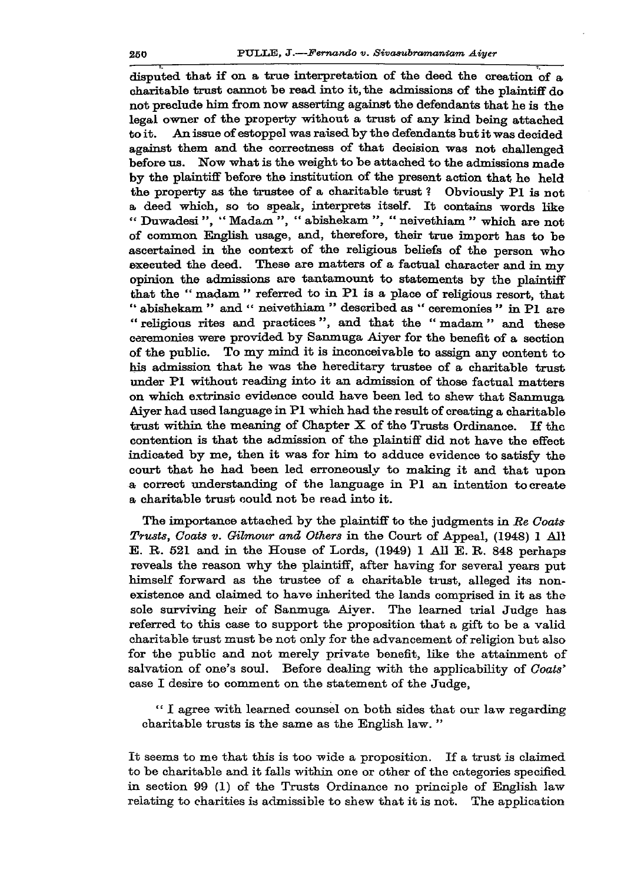disputed that if on a true interpretation of the deed the creation of a charitable trust cannot be read into it, the admissions of the plaintiff do not preclude him from now asserting against the defendants that he is the legal owner of the property without a trust of any kind being attached to it. An issue of estoppel was raised by the defendants but it was decided against them and the correctness of that decision was not challenged before us. Now what is the weight to be attached to the admissions made by the plaintiff before the institution of the present action that he held the property as the trustee of a charitable trust ? Obviously P1 is not a deed which, so to speak, interprets itself. It contains words like " Duwadesi ", " Madam ", " abishekam ", " neivethiam " which are not of common English usage, and, therefore, their true import has to be ascertained in the context of the religious beliefs of the person who executed the deed. These are matters of a factual character and in my opinion the admissions are tantamount to statements by the plaintiff that the " madam " referred to in P1 is a place of religious resort, that " abishekam " and " neivethiam " described as " ceremonies " in P1 are " religious rites and practices ", and that the " madam " and these ceremonies were provided by Sanmuga Aiyer for the benefit of a section of the public. To my mind it is inconceivable to assign any content to his admission that he was the hereditary trustee of a charitable trust under P1 without reading into it an admission of those factual matters on which extrinsic evidence could have been led to shew that Sanmuga Aiyer had used language in P1 which had the result of creating a charitable trust within the meaning of Chapter X of the Trusts Ordinance. If the contention is that the admission of the plaintiff did not have the effect indicated by me, then it was for him to adduce evidence to satisfy the court that he had been led erroneously to making it and that upon a correct understanding of the language in P1 an intention to create a charitable trust could not be read into it.

The importance attached by the plaintiff to the judgments in *Re Coats Trusts, Coats v. Gilmour and Others* in the Court of Appeal, (1948) 1 All E. R. 521 and in the House of Lords, (1949) 1 All E. R. 848 perhaps reveals the reason why the plaintiff, after having for several years put himself forward as the trustee of a charitable trust, alleged its non-existence and claimed to have inherited the lands comprised in it as the sole surviving heir of Sanmuga Aiyer. The learned trial Judge has referred to this case to support the proposition that a gift to be a valid charitable trust must be not only for the advancement of religion but also for the public and not merely private benefit, like the attainment of salvation of one's soul. Before dealing with the applicability of *Coats'* case I desire to comment on the statement of the Judge,

> " I agree with learned counsel on both sides that our law regarding charitable trusts is the same as the English law. "

It seems to me that this is too wide a proposition. If a trust is claimed to be charitable and it falls within one or other of the categories specified in section 99 (1) of the Trusts Ordinance no principle of English law relating to charities is admissible to shew that it is not. The application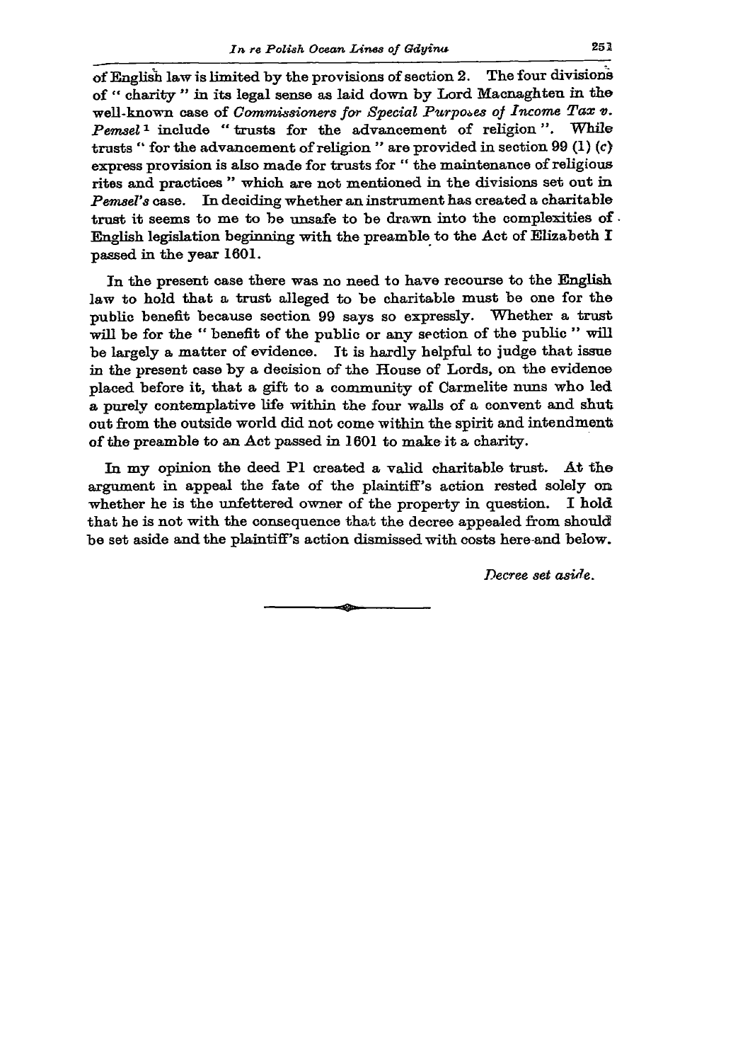of English law is limited by the provisions of section 2. The four divisions of " charity " in its legal sense as laid down by Lord Macnaghten in the well-known case of *Commissioners for Special Purposes of Income Tax v. Pemsel*[1] include " trusts for the advancement of religion ". While trusts " for the advancement of religion " are provided in section 99 (1) (c) express provision is also made for trusts for " the maintenance of religious rites and practices " which are not mentioned in the divisions set out in *Pemsel's* case. In deciding whether an instrument has created a charitable trust it seems to me to be unsafe to be drawn into the complexities of English legislation beginning with the preamble to the Act of Elizabeth I passed in the year 1601.

In the present case there was no need to have recourse to the English law to hold that a trust alleged to be charitable must be one for the public benefit because section 99 says so expressly. Whether a trust will be for the " benefit of the public or any section of the public " will be largely a matter of evidence. It is hardly helpful to judge that issue in the present case by a decision of the House of Lords, on the evidence placed before it, that a gift to a community of Carmelite nuns who led a purely contemplative life within the four walls of a convent and shut out from the outside world did not come within the spirit and intendment of the preamble to an Act passed in 1601 to make it a charity.

In my opinion the deed P1 created a valid charitable trust. At the argument in appeal the fate of the plaintiff's action rested solely on whether he is the unfettered owner of the property in question. I hold that he is not with the consequence that the decree appealed from should be set aside and the plaintiff's action dismissed with costs here and below.

*Decree set aside.*